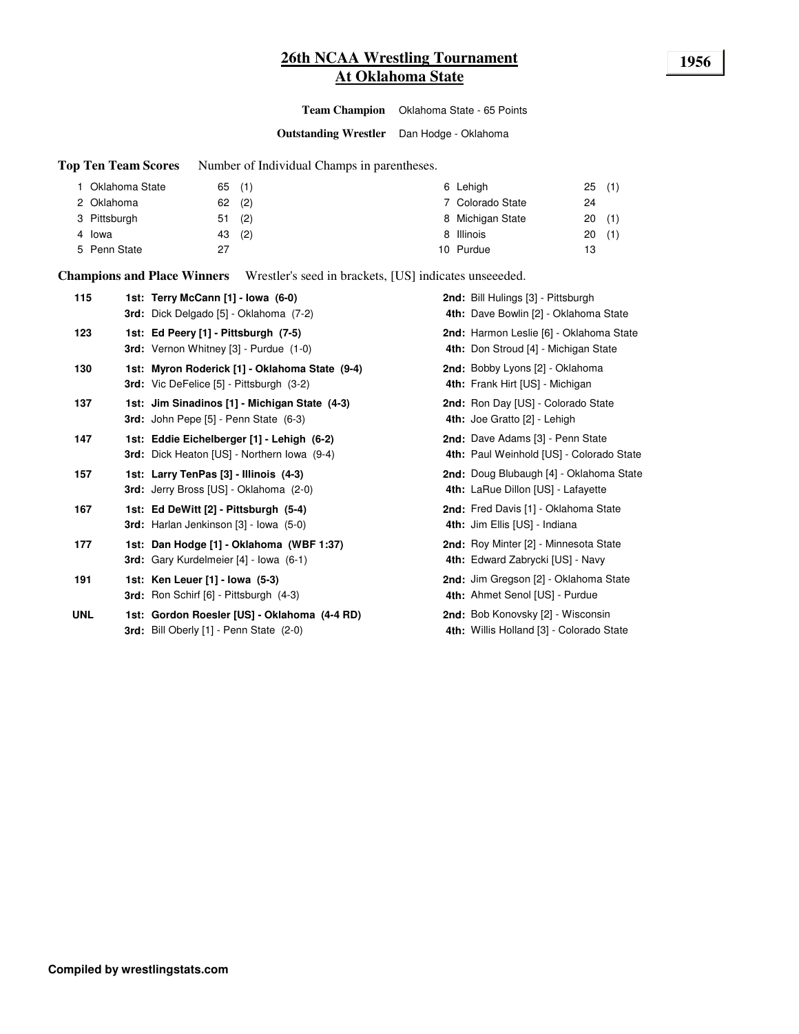# 26th NCAA Wrestling Tournament
# At Oklahoma State

**1956**

**Team Champion** Oklahoma State - 65 Points

**Outstanding Wrestler** Dan Hodge - Oklahoma

**Top Ten Team Scores** Number of Individual Champs in parentheses.

| Rank | Team | Points | Champs |
|---|---|---|---|
| 1 | Oklahoma State | 65 | (1) |
| 2 | Oklahoma | 62 | (2) |
| 3 | Pittsburgh | 51 | (2) |
| 4 | Iowa | 43 | (2) |
| 5 | Penn State | 27 | |
| 6 | Lehigh | 25 | (1) |
| 7 | Colorado State | 24 | |
| 8 | Michigan State | 20 | (1) |
| 8 | Illinois | 20 | (1) |
| 10 | Purdue | 13 | |

**Champions and Place Winners** Wrestler's seed in brackets, [US] indicates unseeeded.

| Weight | 1st / 3rd | 2nd / 4th |
|---|---|---|
| **115** | **1st: Terry McCann [1] - Iowa (6-0)** | **2nd:** Bill Hulings [3] - Pittsburgh |
| | **3rd:** Dick Delgado [5] - Oklahoma (7-2) | **4th:** Dave Bowlin [2] - Oklahoma State |
| **123** | **1st: Ed Peery [1] - Pittsburgh (7-5)** | **2nd:** Harmon Leslie [6] - Oklahoma State |
| | **3rd:** Vernon Whitney [3] - Purdue (1-0) | **4th:** Don Stroud [4] - Michigan State |
| **130** | **1st: Myron Roderick [1] - Oklahoma State (9-4)** | **2nd:** Bobby Lyons [2] - Oklahoma |
| | **3rd:** Vic DeFelice [5] - Pittsburgh (3-2) | **4th:** Frank Hirt [US] - Michigan |
| **137** | **1st: Jim Sinadinos [1] - Michigan State (4-3)** | **2nd:** Ron Day [US] - Colorado State |
| | **3rd:** John Pepe [5] - Penn State (6-3) | **4th:** Joe Gratto [2] - Lehigh |
| **147** | **1st: Eddie Eichelberger [1] - Lehigh (6-2)** | **2nd:** Dave Adams [3] - Penn State |
| | **3rd:** Dick Heaton [US] - Northern Iowa (9-4) | **4th:** Paul Weinhold [US] - Colorado State |
| **157** | **1st: Larry TenPas [3] - Illinois (4-3)** | **2nd:** Doug Blubaugh [4] - Oklahoma State |
| | **3rd:** Jerry Bross [US] - Oklahoma (2-0) | **4th:** LaRue Dillon [US] - Lafayette |
| **167** | **1st: Ed DeWitt [2] - Pittsburgh (5-4)** | **2nd:** Fred Davis [1] - Oklahoma State |
| | **3rd:** Harlan Jenkinson [3] - Iowa (5-0) | **4th:** Jim Ellis [US] - Indiana |
| **177** | **1st: Dan Hodge [1] - Oklahoma (WBF 1:37)** | **2nd:** Roy Minter [2] - Minnesota State |
| | **3rd:** Gary Kurdelmeier [4] - Iowa (6-1) | **4th:** Edward Zabrycki [US] - Navy |
| **191** | **1st: Ken Leuer [1] - Iowa (5-3)** | **2nd:** Jim Gregson [2] - Oklahoma State |
| | **3rd:** Ron Schirf [6] - Pittsburgh (4-3) | **4th:** Ahmet Senol [US] - Purdue |
| **UNL** | **1st: Gordon Roesler [US] - Oklahoma (4-4 RD)** | **2nd:** Bob Konovsky [2] - Wisconsin |
| | **3rd:** Bill Oberly [1] - Penn State (2-0) | **4th:** Willis Holland [3] - Colorado State |

**Compiled by wrestlingstats.com**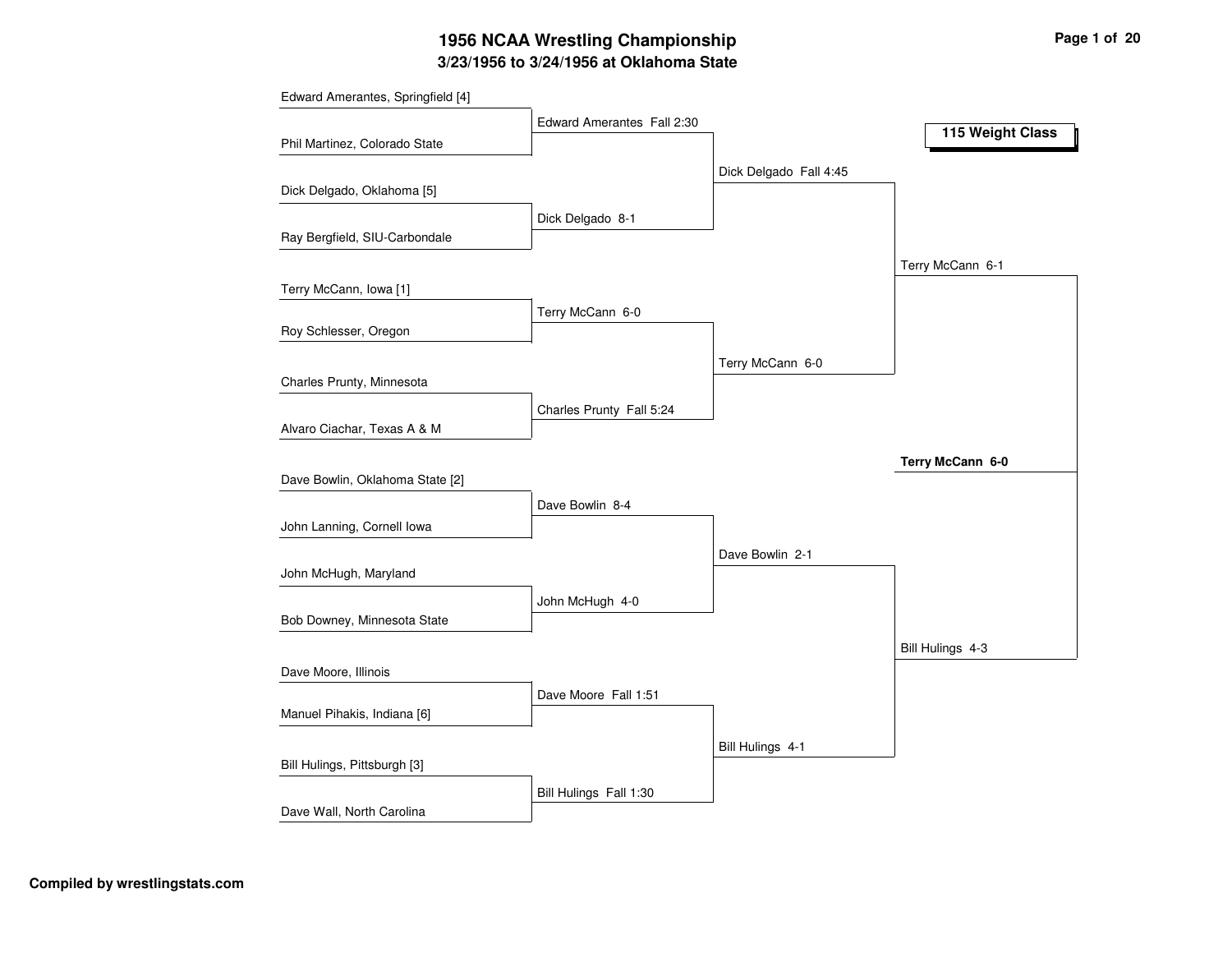# 1956 NCAA Wrestling Championship

## 3/23/1956 to 3/24/1956 at Oklahoma State

### 115 Weight Class

**First Round**

- Edward Amerantes, Springfield [4] vs. Phil Martinez, Colorado State — Edward Amerantes Fall 2:30
- Dick Delgado, Oklahoma [5] vs. Ray Bergfield, SIU-Carbondale — Dick Delgado 8-1
- Terry McCann, Iowa [1] vs. Roy Schlesser, Oregon — Terry McCann 6-0
- Charles Prunty, Minnesota vs. Alvaro Ciachar, Texas A & M — Charles Prunty Fall 5:24
- Dave Bowlin, Oklahoma State [2] vs. John Lanning, Cornell Iowa — Dave Bowlin 8-4
- John McHugh, Maryland vs. Bob Downey, Minnesota State — John McHugh 4-0
- Dave Moore, Illinois vs. Manuel Pihakis, Indiana [6] — Dave Moore Fall 1:51
- Bill Hulings, Pittsburgh [3] vs. Dave Wall, North Carolina — Bill Hulings Fall 1:30

**Quarterfinals**

- Dick Delgado Fall 4:45
- Terry McCann 6-0
- Dave Bowlin 2-1
- Bill Hulings 4-1

**Semifinals**

- Terry McCann 6-1
- Bill Hulings 4-3

**Final**

- **Terry McCann 6-0**

Compiled by wrestlingstats.com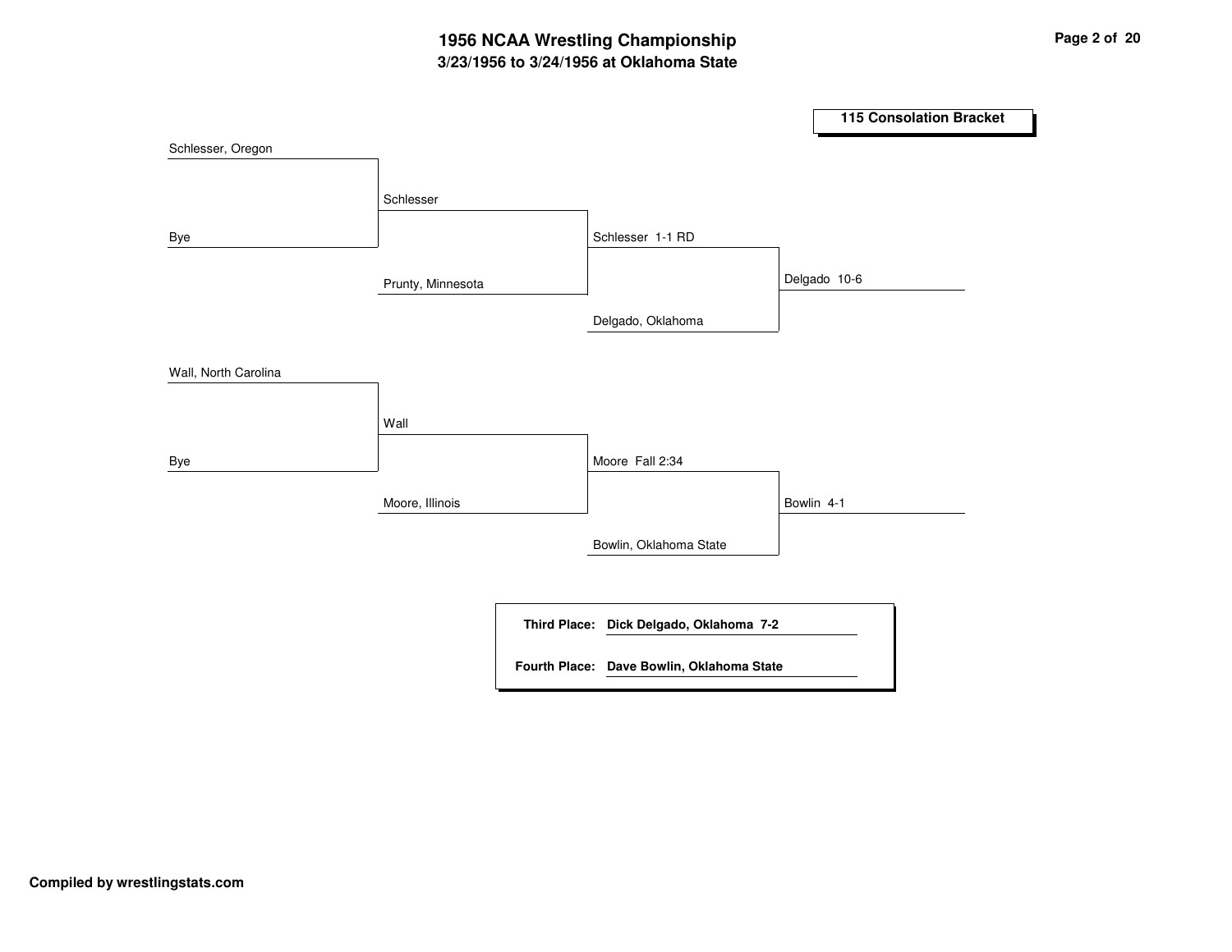# 1956 NCAA Wrestling Championship
## 3/23/1956 to 3/24/1956 at Oklahoma State

### 115 Consolation Bracket

| Round 1 | Round 2 | Round 3 | Round 4 |
|---|---|---|---|
| Schlesser, Oregon | | | |
| Bye | Schlesser | | |
| | Prunty, Minnesota | Schlesser 1-1 RD | |
| | | Delgado, Oklahoma | Delgado 10-6 |
| Wall, North Carolina | | | |
| Bye | Wall | | |
| | Moore, Illinois | Moore Fall 2:34 | |
| | | Bowlin, Oklahoma State | Bowlin 4-1 |

**Third Place:** **Dick Delgado, Oklahoma 7-2**

**Fourth Place:** **Dave Bowlin, Oklahoma State**

**Compiled by wrestlingstats.com**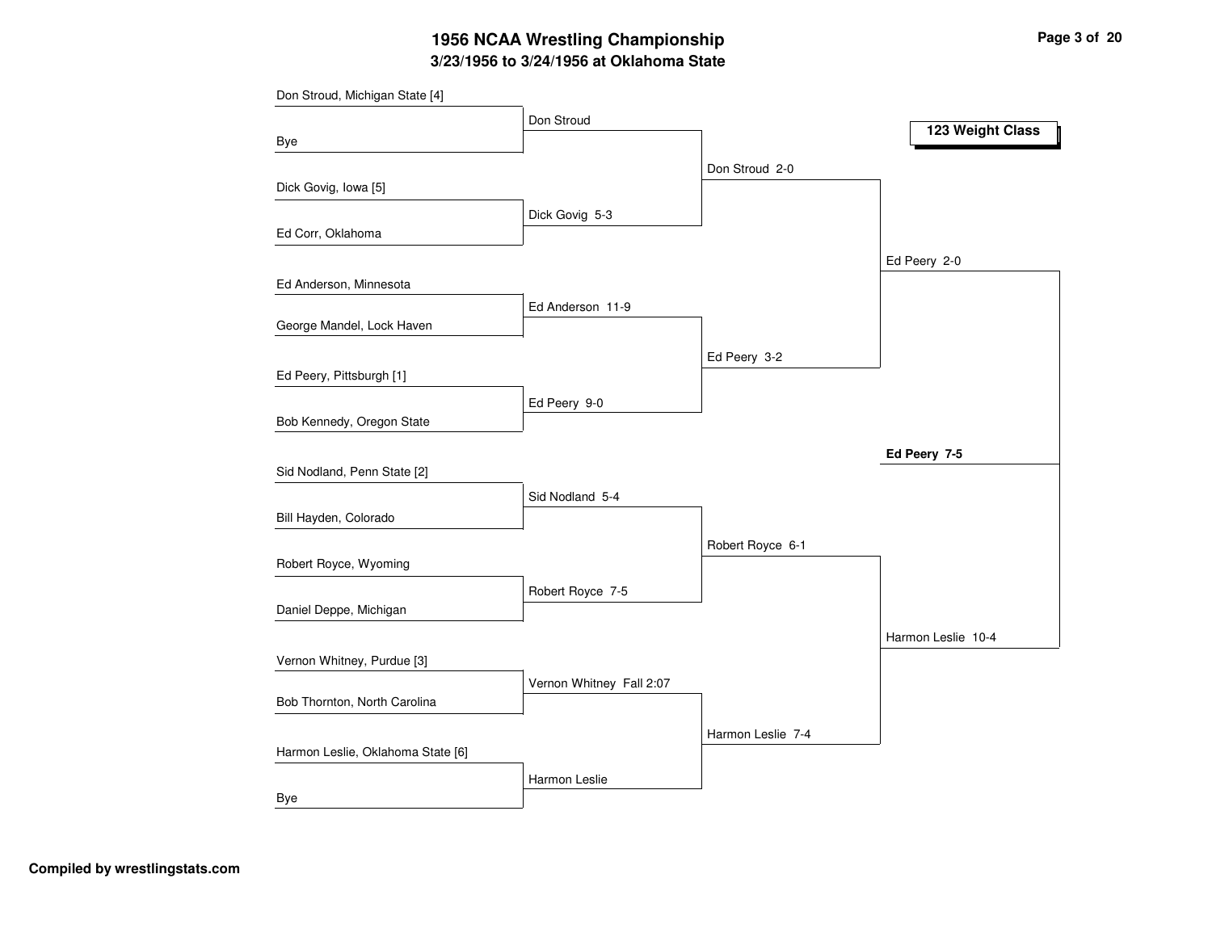# 1956 NCAA Wrestling Championship

## 3/23/1956 to 3/24/1956 at Oklahoma State

### 123 Weight Class

| First Round | Quarterfinals | Semifinals | Finals | Champion |
|---|---|---|---|---|
| Don Stroud, Michigan State [4] | Don Stroud | Don Stroud 2-0 | Ed Peery 2-0 | **Ed Peery 7-5** |
| Bye | | | | |
| Dick Govig, Iowa [5] | Dick Govig 5-3 | | | |
| Ed Corr, Oklahoma | | | | |
| Ed Anderson, Minnesota | Ed Anderson 11-9 | Ed Peery 3-2 | | |
| George Mandel, Lock Haven | | | | |
| Ed Peery, Pittsburgh [1] | Ed Peery 9-0 | | | |
| Bob Kennedy, Oregon State | | | | |
| Sid Nodland, Penn State [2] | Sid Nodland 5-4 | Robert Royce 6-1 | Harmon Leslie 10-4 | |
| Bill Hayden, Colorado | | | | |
| Robert Royce, Wyoming | Robert Royce 7-5 | | | |
| Daniel Deppe, Michigan | | | | |
| Vernon Whitney, Purdue [3] | Vernon Whitney Fall 2:07 | Harmon Leslie 7-4 | | |
| Bob Thornton, North Carolina | | | | |
| Harmon Leslie, Oklahoma State [6] | Harmon Leslie | | | |
| Bye | | | | |

**Compiled by wrestlingstats.com**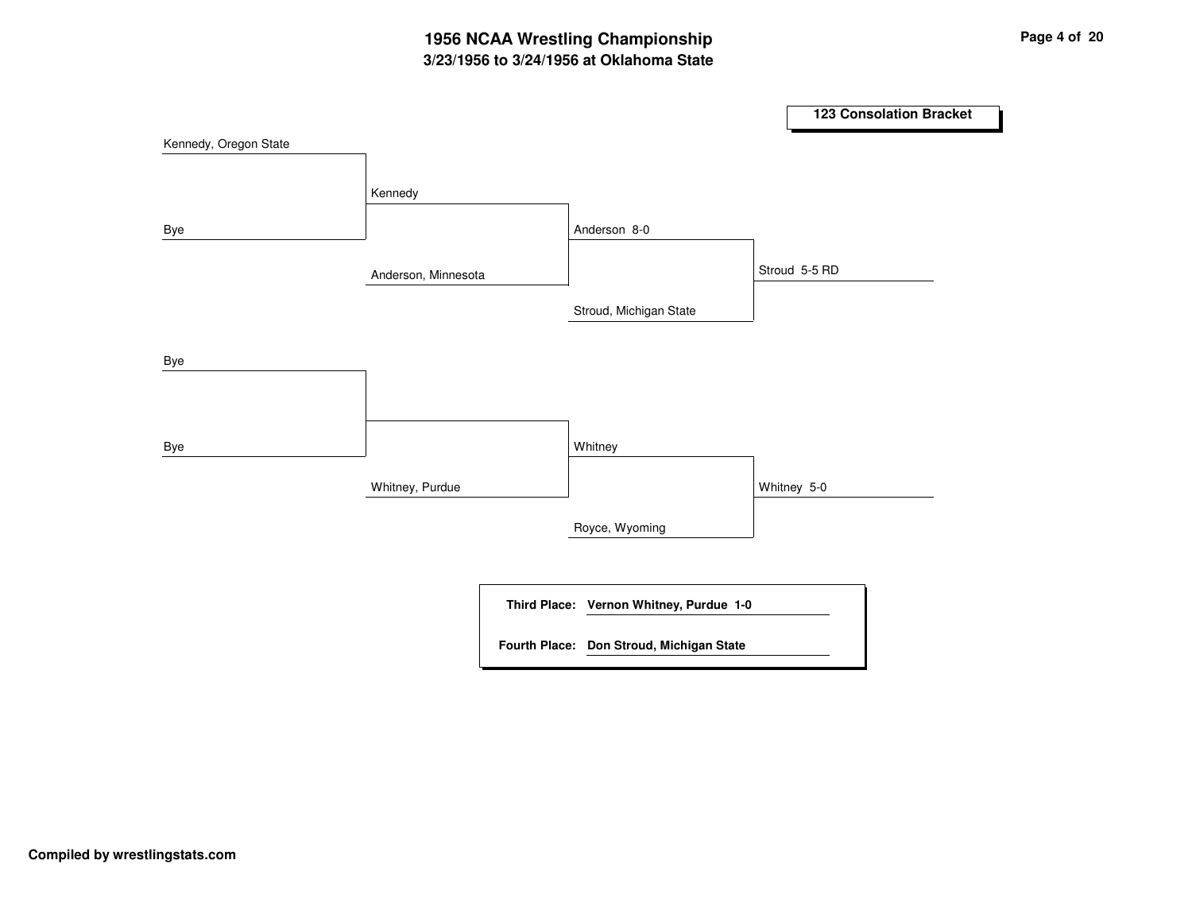# 1956 NCAA Wrestling Championship

## 3/23/1956 to 3/24/1956 at Oklahoma State

### 123 Consolation Bracket

**Round 1**
- Kennedy, Oregon State vs. Bye → Kennedy
- Bye vs. Bye

**Round 2**
- Kennedy vs. Anderson, Minnesota → Anderson 8-0
- (Bye) vs. Whitney, Purdue → Whitney

**Round 3**
- Anderson vs. Stroud, Michigan State → Stroud 5-5 RD
- Whitney vs. Royce, Wyoming → Whitney 5-0

**Third Place:** Vernon Whitney, Purdue 1-0

**Fourth Place:** Don Stroud, Michigan State

**Compiled by wrestlingstats.com**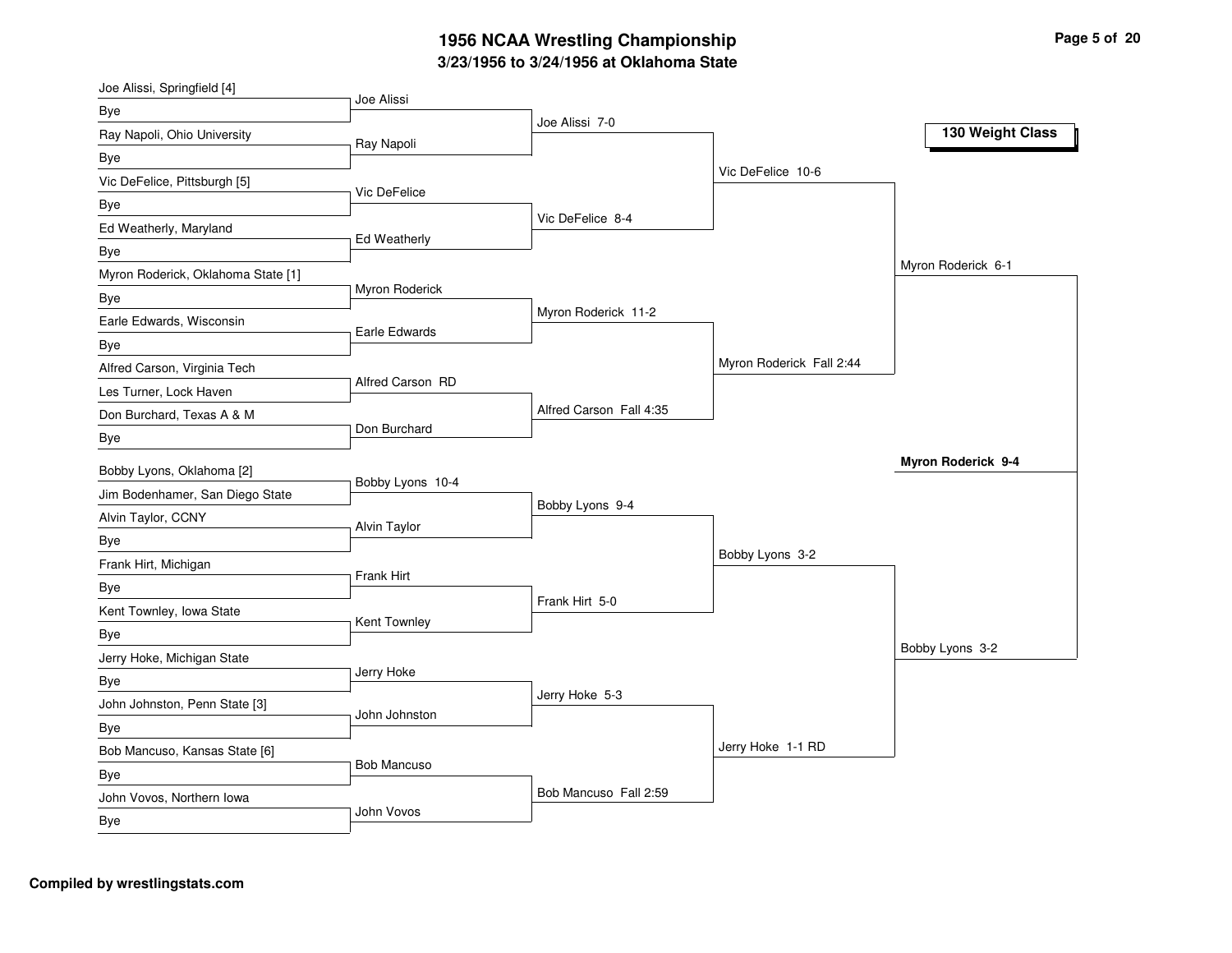# 1956 NCAA Wrestling Championship

## 3/23/1956 to 3/24/1956 at Oklahoma State

### 130 Weight Class

**First Round**

- Joe Alissi, Springfield [4] vs Bye — Joe Alissi
- Ray Napoli, Ohio University vs Bye — Ray Napoli
- Vic DeFelice, Pittsburgh [5] vs Bye — Vic DeFelice
- Ed Weatherly, Maryland vs Bye — Ed Weatherly
- Myron Roderick, Oklahoma State [1] vs Bye — Myron Roderick
- Earle Edwards, Wisconsin vs Bye — Earle Edwards
- Alfred Carson, Virginia Tech vs Les Turner, Lock Haven — Alfred Carson RD
- Don Burchard, Texas A & M vs Bye — Don Burchard
- Bobby Lyons, Oklahoma [2] vs Jim Bodenhamer, San Diego State — Bobby Lyons 10-4
- Alvin Taylor, CCNY vs Bye — Alvin Taylor
- Frank Hirt, Michigan vs Bye — Frank Hirt
- Kent Townley, Iowa State vs Bye — Kent Townley
- Jerry Hoke, Michigan State vs Bye — Jerry Hoke
- John Johnston, Penn State [3] vs Bye — John Johnston
- Bob Mancuso, Kansas State [6] vs Bye — Bob Mancuso
- John Vovos, Northern Iowa vs Bye — John Vovos

**Second Round**

- Joe Alissi 7-0
- Vic DeFelice 8-4
- Myron Roderick 11-2
- Alfred Carson Fall 4:35
- Bobby Lyons 9-4
- Frank Hirt 5-0
- Jerry Hoke 5-3
- Bob Mancuso Fall 2:59

**Quarterfinals**

- Vic DeFelice 10-6
- Myron Roderick Fall 2:44
- Bobby Lyons 3-2
- Jerry Hoke 1-1 RD

**Semifinals**

- Myron Roderick 6-1
- Bobby Lyons 3-2

**Final**

- **Myron Roderick 9-4**

**Compiled by wrestlingstats.com**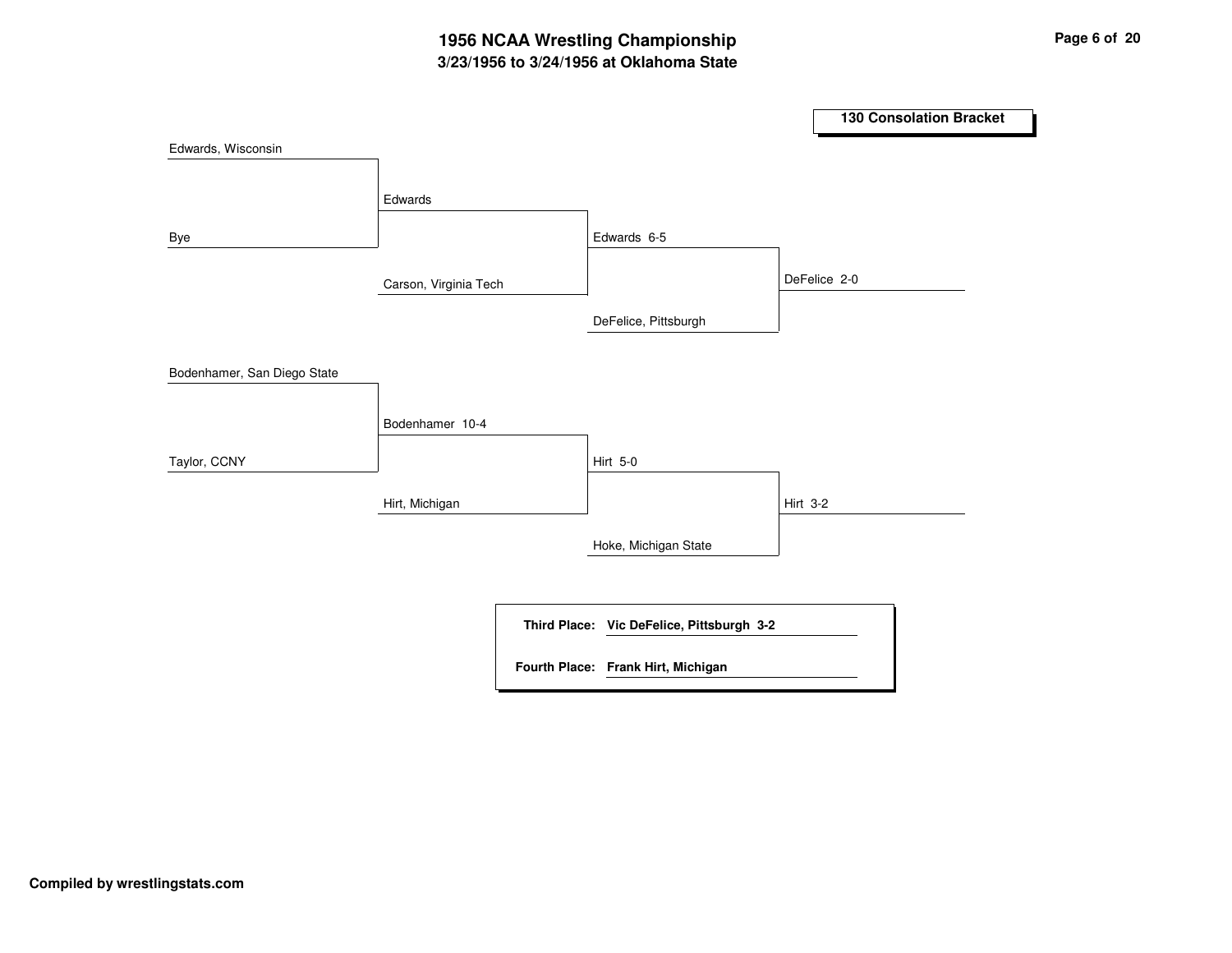# 1956 NCAA Wrestling Championship

### 3/23/1956 to 3/24/1956 at Oklahoma State

**130 Consolation Bracket**

| Round 1 | Round 2 | Round 3 | Round 4 |
|---|---|---|---|
| Edwards, Wisconsin | | | |
| | Edwards | | |
| Bye | | Edwards 6-5 | |
| | Carson, Virginia Tech | | DeFelice 2-0 |
| | | DeFelice, Pittsburgh | |
| Bodenhamer, San Diego State | | | |
| | Bodenhamer 10-4 | | |
| Taylor, CCNY | | Hirt 5-0 | |
| | Hirt, Michigan | | Hirt 3-2 |
| | | Hoke, Michigan State | |

**Third Place:** **Vic DeFelice, Pittsburgh 3-2**

**Fourth Place:** **Frank Hirt, Michigan**

**Compiled by wrestlingstats.com**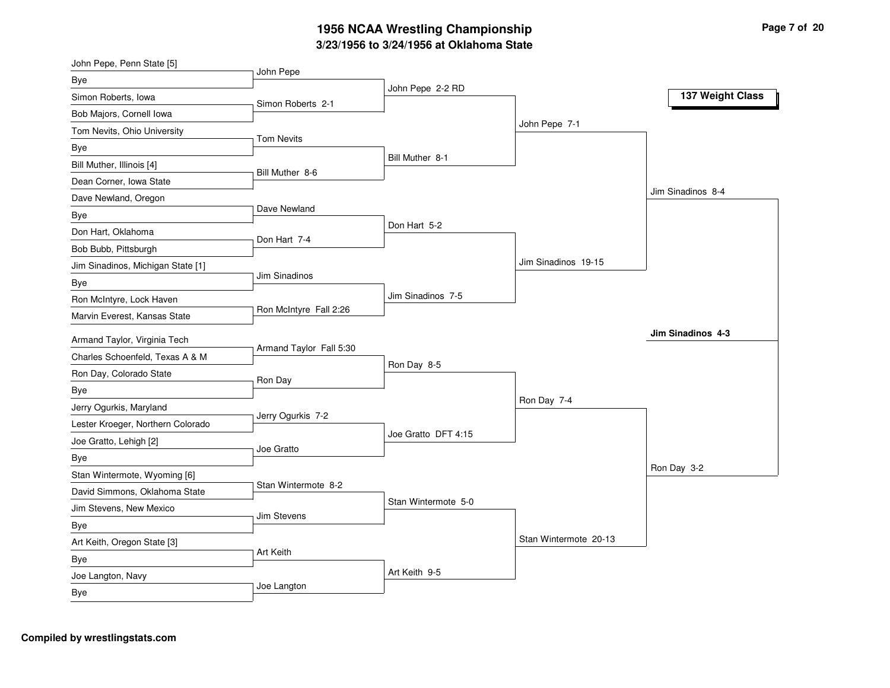# 1956 NCAA Wrestling Championship

## 3/23/1956 to 3/24/1956 at Oklahoma State

### 137 Weight Class

**First Round**

- John Pepe, Penn State [5] vs Bye — John Pepe
- Simon Roberts, Iowa vs Bob Majors, Cornell Iowa — Simon Roberts 2-1
- Tom Nevits, Ohio University vs Bye — Tom Nevits
- Bill Muther, Illinois [4] vs Dean Corner, Iowa State — Bill Muther 8-6
- Dave Newland, Oregon vs Bye — Dave Newland
- Don Hart, Oklahoma vs Bob Bubb, Pittsburgh — Don Hart 7-4
- Jim Sinadinos, Michigan State [1] vs Bye — Jim Sinadinos
- Ron McIntyre, Lock Haven vs Marvin Everest, Kansas State — Ron McIntyre Fall 2:26
- Armand Taylor, Virginia Tech vs Charles Schoenfeld, Texas A & M — Armand Taylor Fall 5:30
- Ron Day, Colorado State vs Bye — Ron Day
- Jerry Ogurkis, Maryland vs Lester Kroeger, Northern Colorado — Jerry Ogurkis 7-2
- Joe Gratto, Lehigh [2] vs Bye — Joe Gratto
- Stan Wintermote, Wyoming [6] vs David Simmons, Oklahoma State — Stan Wintermote 8-2
- Jim Stevens, New Mexico vs Bye — Jim Stevens
- Art Keith, Oregon State [3] vs Bye — Art Keith
- Joe Langton, Navy vs Bye — Joe Langton

**Second Round**

- John Pepe 2-2 RD
- Bill Muther 8-1
- Don Hart 5-2
- Jim Sinadinos 7-5
- Ron Day 8-5
- Joe Gratto DFT 4:15
- Stan Wintermote 5-0
- Art Keith 9-5

**Quarterfinals**

- John Pepe 7-1
- Jim Sinadinos 19-15
- Ron Day 7-4
- Stan Wintermote 20-13

**Semifinals**

- Jim Sinadinos 8-4
- Ron Day 3-2

**Final**

- **Jim Sinadinos 4-3**

**Compiled by wrestlingstats.com**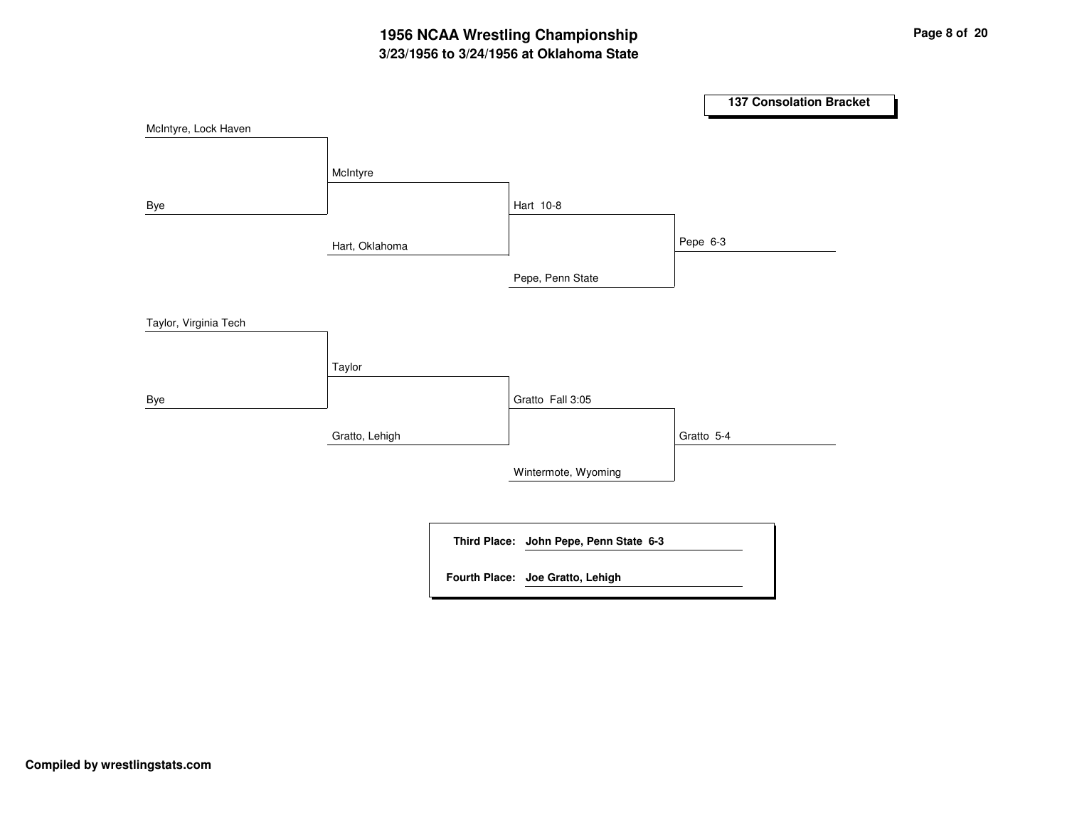# 1956 NCAA Wrestling Championship

## 3/23/1956 to 3/24/1956 at Oklahoma State

### 137 Consolation Bracket

| Round 1 | Round 2 | Round 3 | Final |
| --- | --- | --- | --- |
| McIntyre, Lock Haven | McIntyre | Hart 10-8 | Pepe 6-3 |
| Bye | Hart, Oklahoma | Pepe, Penn State | |
| Taylor, Virginia Tech | Taylor | Gratto Fall 3:05 | Gratto 5-4 |
| Bye | Gratto, Lehigh | Wintermote, Wyoming | |

**Third Place:** **John Pepe, Penn State 6-3**

**Fourth Place:** **Joe Gratto, Lehigh**

**Compiled by wrestlingstats.com**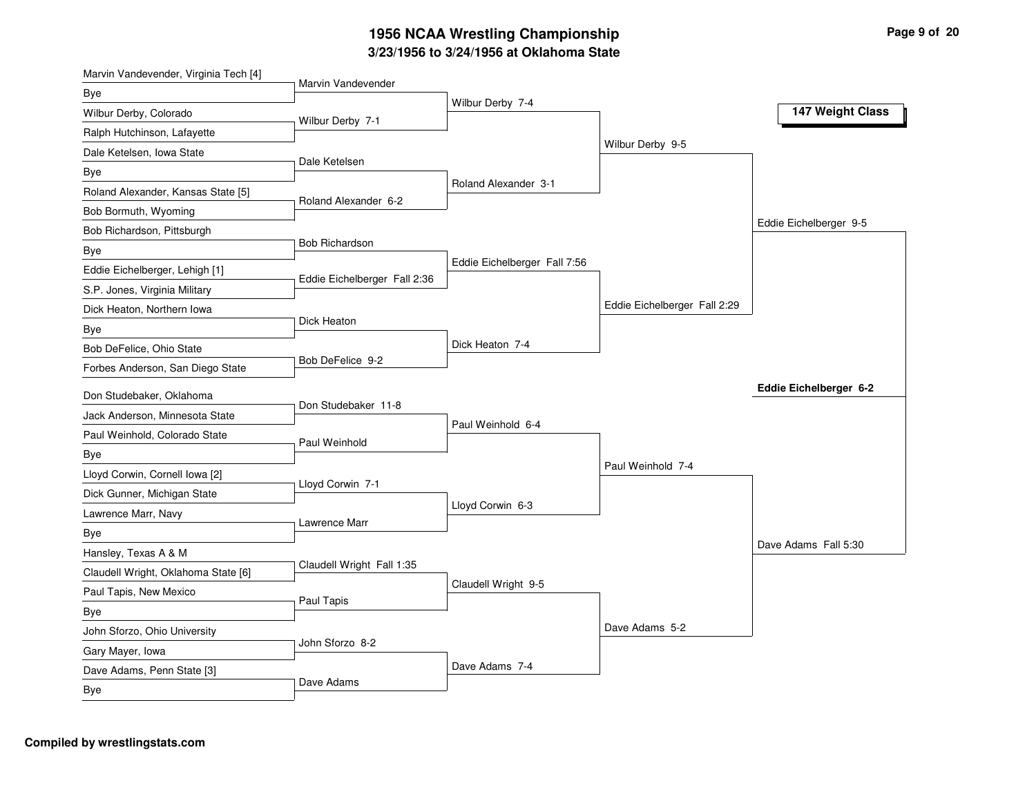# 1956 NCAA Wrestling Championship

## 3/23/1956 to 3/24/1956 at Oklahoma State

### 147 Weight Class

**First Round**

- Marvin Vandevender, Virginia Tech [4] vs Bye — Marvin Vandevender
- Wilbur Derby, Colorado vs Ralph Hutchinson, Lafayette — Wilbur Derby 7-1
- Dale Ketelsen, Iowa State vs Bye — Dale Ketelsen
- Roland Alexander, Kansas State [5] vs Bob Bormuth, Wyoming — Roland Alexander 6-2
- Bob Richardson, Pittsburgh vs Bye — Bob Richardson
- Eddie Eichelberger, Lehigh [1] vs S.P. Jones, Virginia Military — Eddie Eichelberger Fall 2:36
- Dick Heaton, Northern Iowa vs Bye — Dick Heaton
- Bob DeFelice, Ohio State vs Forbes Anderson, San Diego State — Bob DeFelice 9-2
- Don Studebaker, Oklahoma vs Jack Anderson, Minnesota State — Don Studebaker 11-8
- Paul Weinhold, Colorado State vs Bye — Paul Weinhold
- Lloyd Corwin, Cornell Iowa [2] vs Dick Gunner, Michigan State — Lloyd Corwin 7-1
- Lawrence Marr, Navy vs Bye — Lawrence Marr
- Hansley, Texas A & M vs Claudell Wright, Oklahoma State [6] — Claudell Wright Fall 1:35
- Paul Tapis, New Mexico vs Bye — Paul Tapis
- John Sforzo, Ohio University vs Gary Mayer, Iowa — John Sforzo 8-2
- Dave Adams, Penn State [3] vs Bye — Dave Adams

**Second Round**

- Wilbur Derby 7-4
- Roland Alexander 3-1
- Eddie Eichelberger Fall 7:56
- Dick Heaton 7-4
- Paul Weinhold 6-4
- Lloyd Corwin 6-3
- Claudell Wright 9-5
- Dave Adams 7-4

**Quarterfinals**

- Wilbur Derby 9-5
- Eddie Eichelberger Fall 2:29
- Paul Weinhold 7-4
- Dave Adams 5-2

**Semifinals**

- Eddie Eichelberger 9-5
- Dave Adams Fall 5:30

**Champion**

- **Eddie Eichelberger 6-2**

**Compiled by wrestlingstats.com**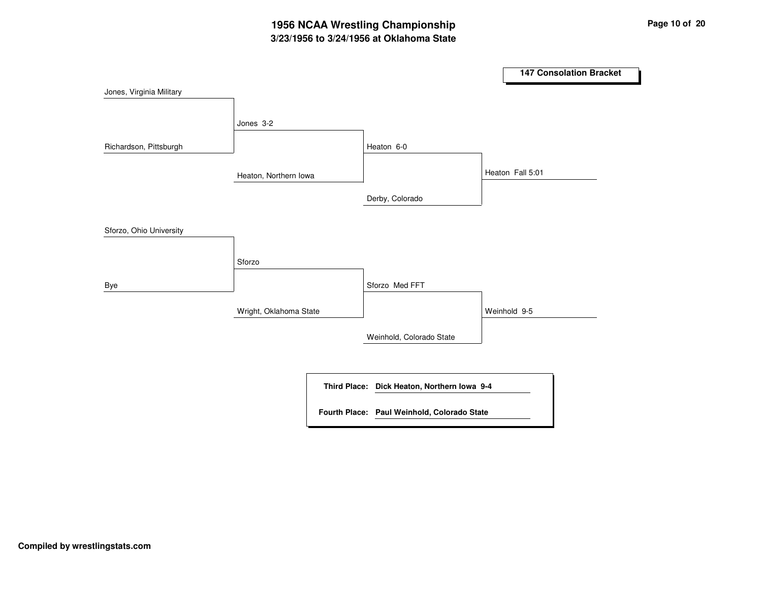# 1956 NCAA Wrestling Championship
## 3/23/1956 to 3/24/1956 at Oklahoma State

### 147 Consolation Bracket

| Round 1 | Round 2 | Round 3 | Final |
| --- | --- | --- | --- |
| Jones, Virginia Military | Jones 3-2 | Heaton 6-0 | Heaton Fall 5:01 |
| Richardson, Pittsburgh | Heaton, Northern Iowa | Derby, Colorado | |
| Sforzo, Ohio University | Sforzo | Sforzo Med FFT | Weinhold 9-5 |
| Bye | Wright, Oklahoma State | Weinhold, Colorado State | |

**Third Place:** **Dick Heaton, Northern Iowa 9-4**

**Fourth Place:** **Paul Weinhold, Colorado State**

**Compiled by wrestlingstats.com**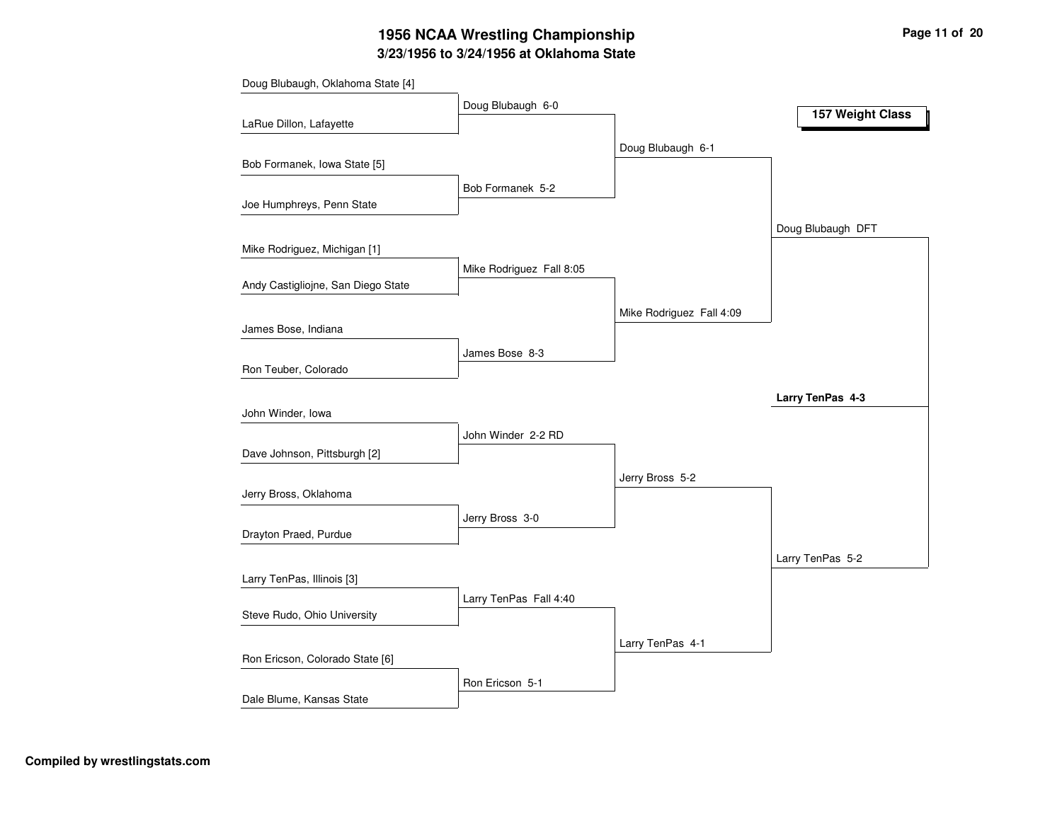# 1956 NCAA Wrestling Championship

## 3/23/1956 to 3/24/1956 at Oklahoma State

### 157 Weight Class

**First Round**

- Doug Blubaugh, Oklahoma State [4] vs. LaRue Dillon, Lafayette — Doug Blubaugh 6-0
- Bob Formanek, Iowa State [5] vs. Joe Humphreys, Penn State — Bob Formanek 5-2
- Mike Rodriguez, Michigan [1] vs. Andy Castigliojne, San Diego State — Mike Rodriguez Fall 8:05
- James Bose, Indiana vs. Ron Teuber, Colorado — James Bose 8-3
- John Winder, Iowa vs. Dave Johnson, Pittsburgh [2] — John Winder 2-2 RD
- Jerry Bross, Oklahoma vs. Drayton Praed, Purdue — Jerry Bross 3-0
- Larry TenPas, Illinois [3] vs. Steve Rudo, Ohio University — Larry TenPas Fall 4:40
- Ron Ericson, Colorado State [6] vs. Dale Blume, Kansas State — Ron Ericson 5-1

**Quarterfinals**

- Doug Blubaugh 6-1
- Mike Rodriguez Fall 4:09
- Jerry Bross 5-2
- Larry TenPas 4-1

**Semifinals**

- Doug Blubaugh DFT
- Larry TenPas 5-2

**Final**

- **Larry TenPas 4-3**

Compiled by wrestlingstats.com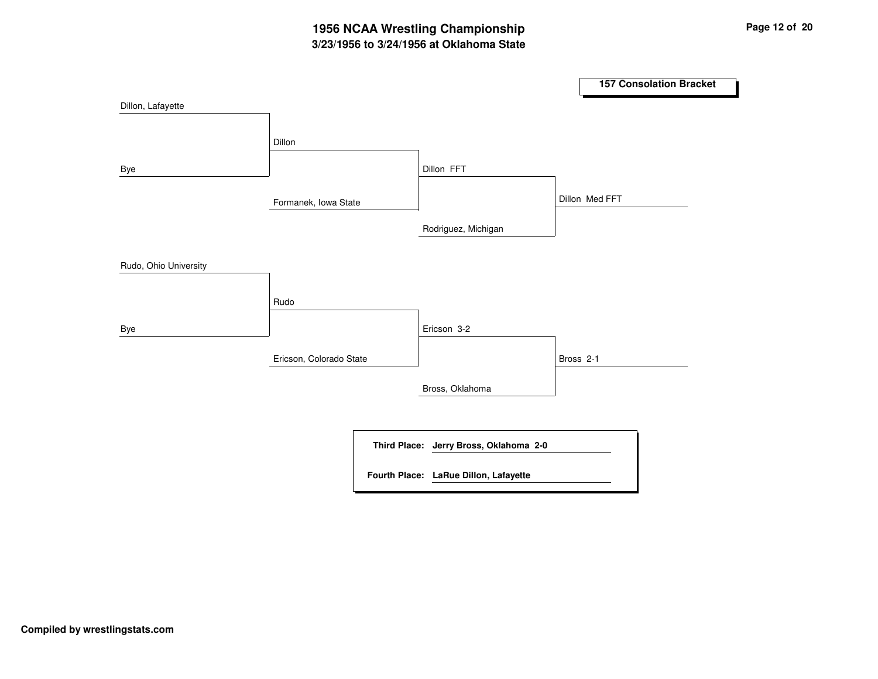# 1956 NCAA Wrestling Championship

## 3/23/1956 to 3/24/1956 at Oklahoma State

### 157 Consolation Bracket

| Round 1 | Round 2 | Round 3 | Round 4 | Result |
| --- | --- | --- | --- | --- |
| Dillon, Lafayette | Dillon | Dillon FFT | Dillon Med FFT | |
| Bye | Formanek, Iowa State | Rodriguez, Michigan | | |
| Rudo, Ohio University | Rudo | Ericson 3-2 | Bross 2-1 | |
| Bye | Ericson, Colorado State | Bross, Oklahoma | | |

**Third Place:** **Jerry Bross, Oklahoma 2-0**

**Fourth Place:** **LaRue Dillon, Lafayette**

**Compiled by wrestlingstats.com**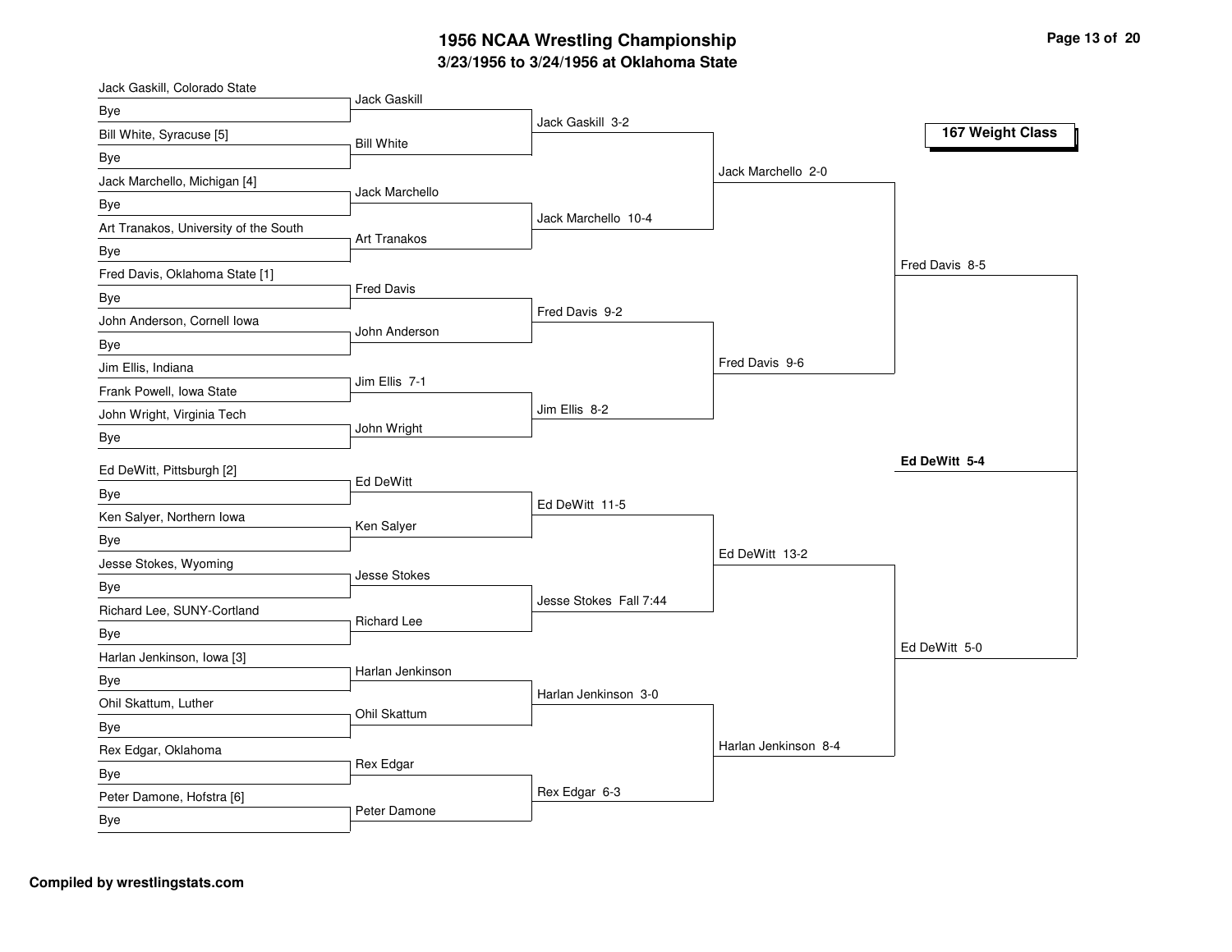# 1956 NCAA Wrestling Championship

## 3/23/1956 to 3/24/1956 at Oklahoma State

### 167 Weight Class

**First Round**

- Jack Gaskill, Colorado State vs. Bye — Jack Gaskill
- Bill White, Syracuse [5] vs. Bye — Bill White
- Jack Marchello, Michigan [4] vs. Bye — Jack Marchello
- Art Tranakos, University of the South vs. Bye — Art Tranakos
- Fred Davis, Oklahoma State [1] vs. Bye — Fred Davis
- John Anderson, Cornell Iowa vs. Bye — John Anderson
- Jim Ellis, Indiana vs. Frank Powell, Iowa State — Jim Ellis 7-1
- John Wright, Virginia Tech vs. Bye — John Wright
- Ed DeWitt, Pittsburgh [2] vs. Bye — Ed DeWitt
- Ken Salyer, Northern Iowa vs. Bye — Ken Salyer
- Jesse Stokes, Wyoming vs. Bye — Jesse Stokes
- Richard Lee, SUNY-Cortland vs. Bye — Richard Lee
- Harlan Jenkinson, Iowa [3] vs. Bye — Harlan Jenkinson
- Ohil Skattum, Luther vs. Bye — Ohil Skattum
- Rex Edgar, Oklahoma vs. Bye — Rex Edgar
- Peter Damone, Hofstra [6] vs. Bye — Peter Damone

**Second Round**

- Jack Gaskill 3-2
- Jack Marchello 10-4
- Fred Davis 9-2
- Jim Ellis 8-2
- Ed DeWitt 11-5
- Jesse Stokes Fall 7:44
- Harlan Jenkinson 3-0
- Rex Edgar 6-3

**Quarterfinals**

- Jack Marchello 2-0
- Fred Davis 9-6
- Ed DeWitt 13-2
- Harlan Jenkinson 8-4

**Semifinals**

- Fred Davis 8-5
- Ed DeWitt 5-0

**Champion**

- **Ed DeWitt 5-4**

**Compiled by wrestlingstats.com**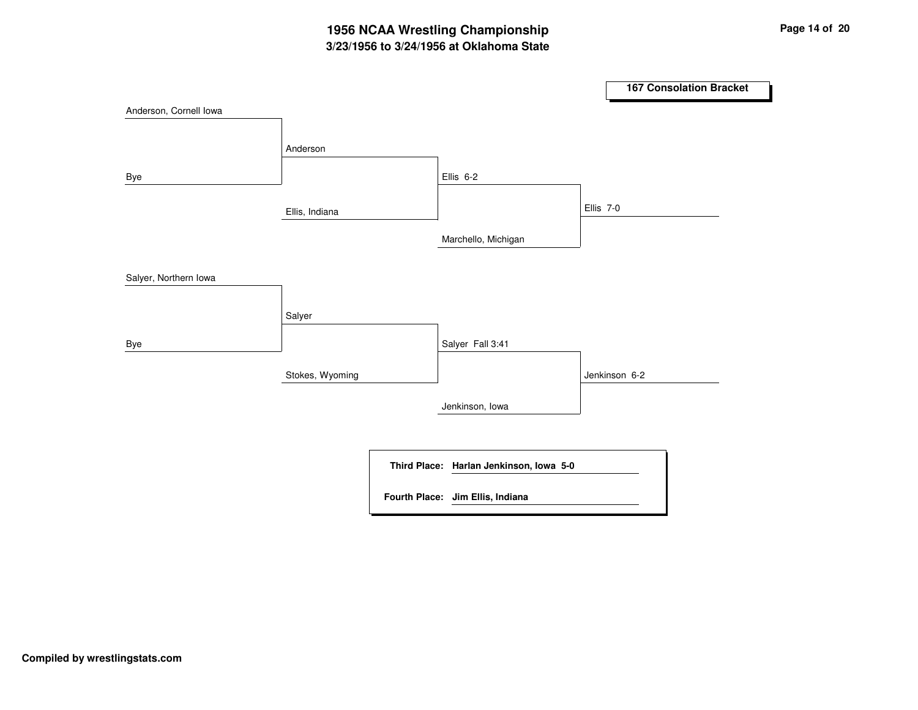# 1956 NCAA Wrestling Championship

## 3/23/1956 to 3/24/1956 at Oklahoma State

### 167 Consolation Bracket

| Round 1 | Round 2 | Round 3 | Final |
|---|---|---|---|
| Anderson, Cornell Iowa | | | |
| Bye | Anderson | | |
| | Ellis, Indiana | Ellis 6-2 | |
| | | Marchello, Michigan | Ellis 7-0 |
| Salyer, Northern Iowa | | | |
| Bye | Salyer | | |
| | Stokes, Wyoming | Salyer Fall 3:41 | |
| | | Jenkinson, Iowa | Jenkinson 6-2 |

**Third Place:** **Harlan Jenkinson, Iowa 5-0**

**Fourth Place:** **Jim Ellis, Indiana**

**Compiled by wrestlingstats.com**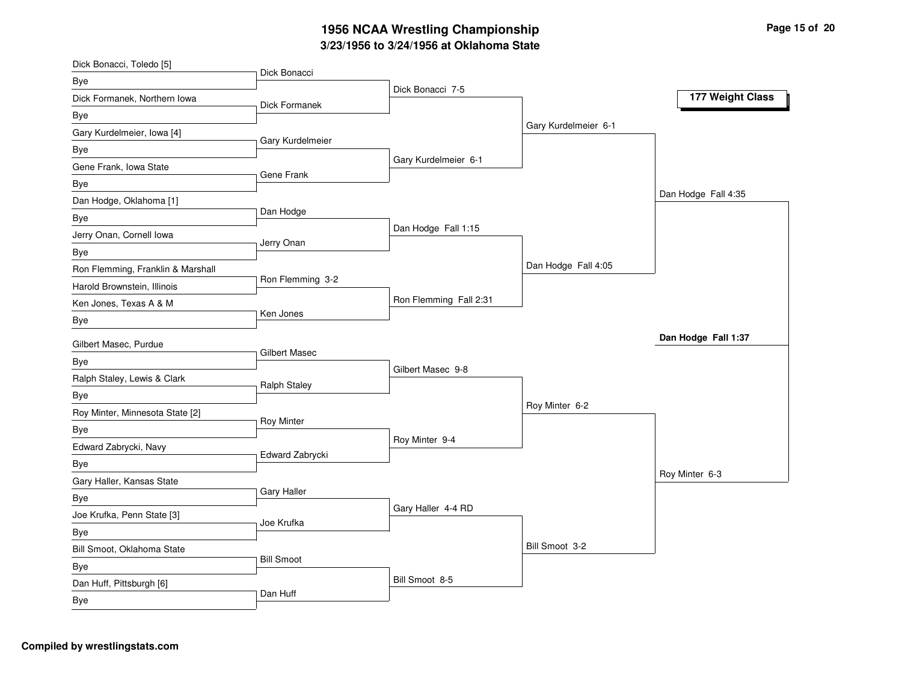# 1956 NCAA Wrestling Championship

## 3/23/1956 to 3/24/1956 at Oklahoma State

### 177 Weight Class

**First Round**

- Dick Bonacci, Toledo [5] vs. Bye — Dick Bonacci
- Dick Formanek, Northern Iowa vs. Bye — Dick Formanek
- Gary Kurdelmeier, Iowa [4] vs. Bye — Gary Kurdelmeier
- Gene Frank, Iowa State vs. Bye — Gene Frank
- Dan Hodge, Oklahoma [1] vs. Bye — Dan Hodge
- Jerry Onan, Cornell Iowa vs. Bye — Jerry Onan
- Ron Flemming, Franklin & Marshall vs. Harold Brownstein, Illinois — Ron Flemming 3-2
- Ken Jones, Texas A & M vs. Bye — Ken Jones
- Gilbert Masec, Purdue vs. Bye — Gilbert Masec
- Ralph Staley, Lewis & Clark vs. Bye — Ralph Staley
- Roy Minter, Minnesota State [2] vs. Bye — Roy Minter
- Edward Zabrycki, Navy vs. Bye — Edward Zabrycki
- Gary Haller, Kansas State vs. Bye — Gary Haller
- Joe Krufka, Penn State [3] vs. Bye — Joe Krufka
- Bill Smoot, Oklahoma State vs. Bye — Bill Smoot
- Dan Huff, Pittsburgh [6] vs. Bye — Dan Huff

**Second Round**

- Dick Bonacci 7-5
- Gary Kurdelmeier 6-1
- Dan Hodge Fall 1:15
- Ron Flemming Fall 2:31
- Gilbert Masec 9-8
- Roy Minter 9-4
- Gary Haller 4-4 RD
- Bill Smoot 8-5

**Quarterfinals**

- Gary Kurdelmeier 6-1
- Dan Hodge Fall 4:05
- Roy Minter 6-2
- Bill Smoot 3-2

**Semifinals**

- Dan Hodge Fall 4:35
- Roy Minter 6-3

**Final**

- **Dan Hodge Fall 1:37**

**Compiled by wrestlingstats.com**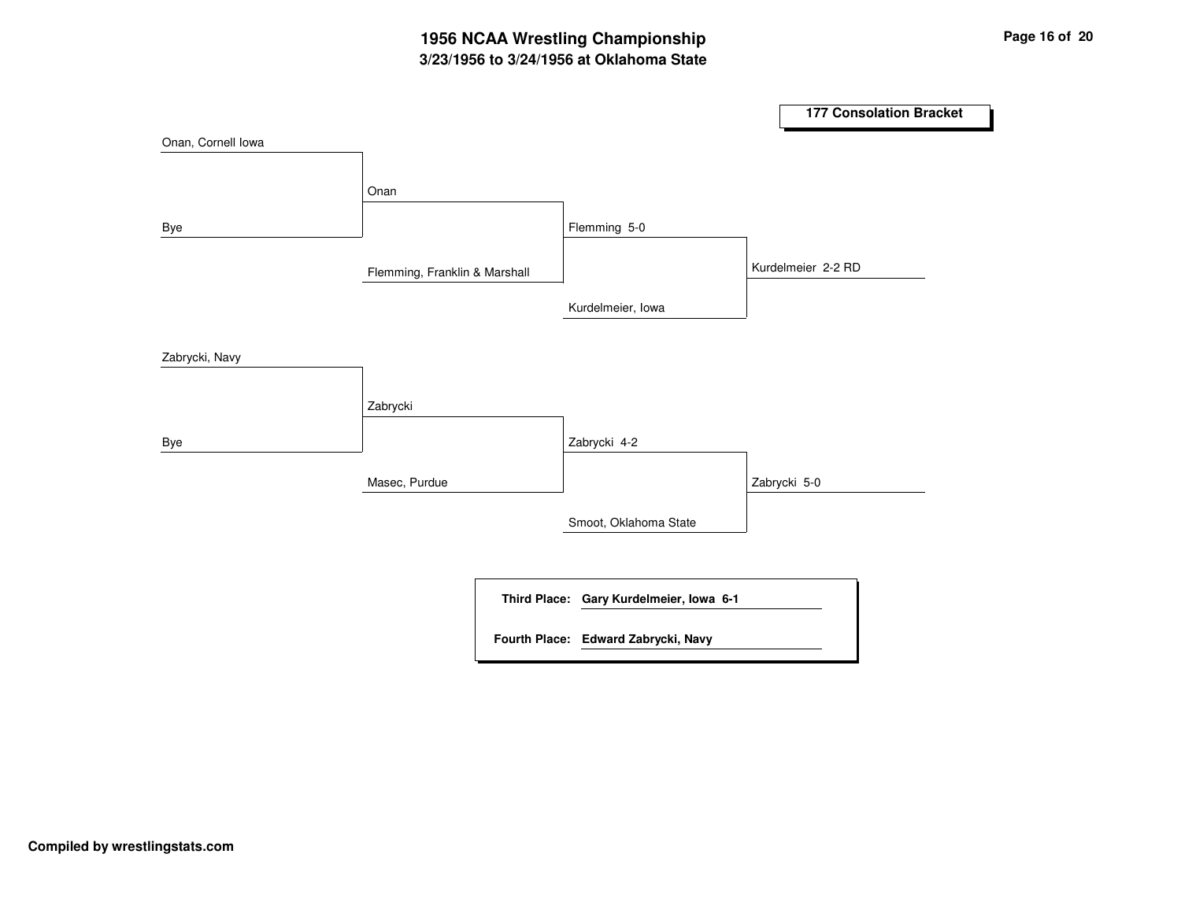# 1956 NCAA Wrestling Championship

## 3/23/1956 to 3/24/1956 at Oklahoma State

### 177 Consolation Bracket

| Round 1 | Round 2 | Round 3 | Round 4 |
|---|---|---|---|
| Onan, Cornell Iowa | | | |
| Bye | Onan | | |
| | Flemming, Franklin & Marshall | Flemming 5-0 | |
| | | Kurdelmeier, Iowa | Kurdelmeier 2-2 RD |
| Zabrycki, Navy | | | |
| Bye | Zabrycki | | |
| | Masec, Purdue | Zabrycki 4-2 | |
| | | Smoot, Oklahoma State | Zabrycki 5-0 |

**Third Place:** **Gary Kurdelmeier, Iowa 6-1**

**Fourth Place:** **Edward Zabrycki, Navy**

**Compiled by wrestlingstats.com**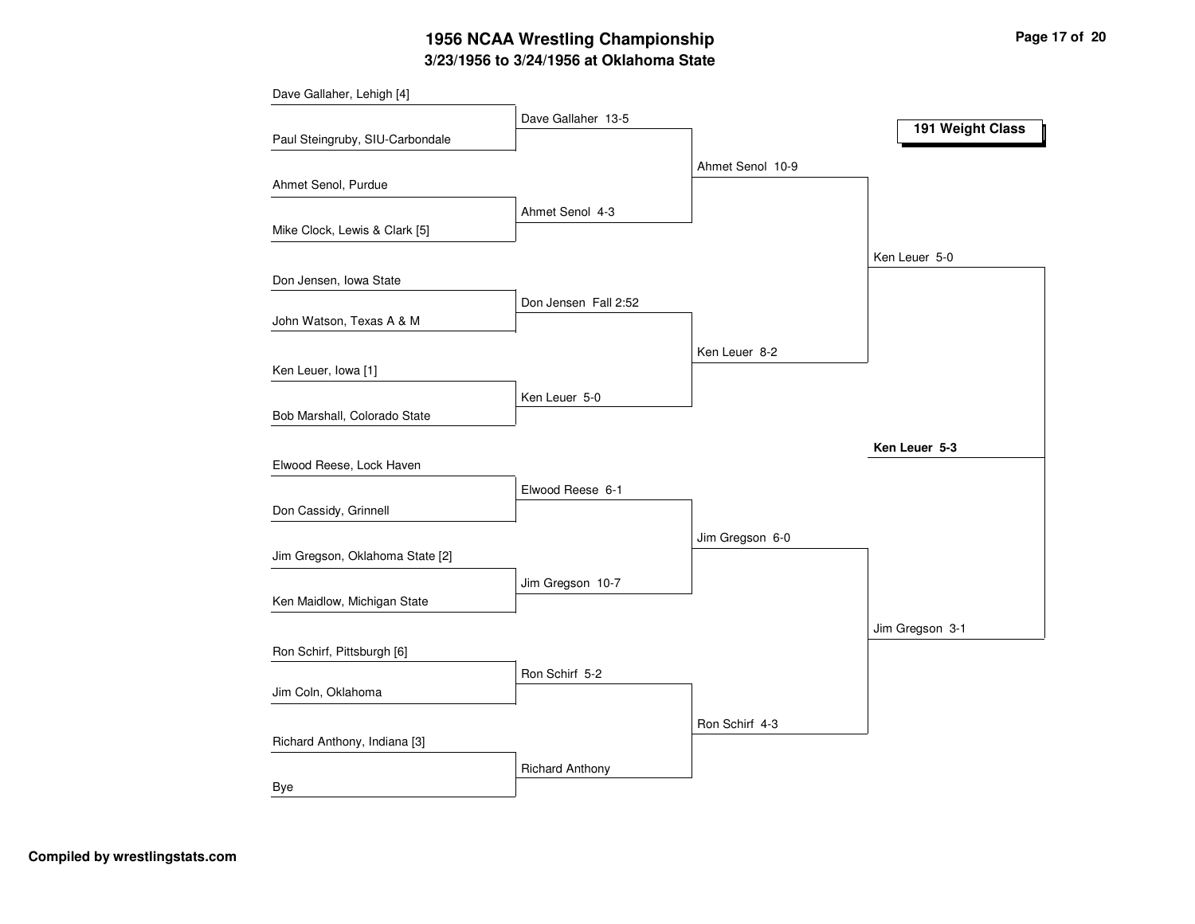# 1956 NCAA Wrestling Championship
## 3/23/1956 to 3/24/1956 at Oklahoma State

**191 Weight Class**

### First Round

- Dave Gallaher, Lehigh [4] vs. Paul Steingruby, SIU-Carbondale — Dave Gallaher 13-5
- Ahmet Senol, Purdue vs. Mike Clock, Lewis & Clark [5] — Ahmet Senol 4-3
- Don Jensen, Iowa State vs. John Watson, Texas A & M — Don Jensen Fall 2:52
- Ken Leuer, Iowa [1] vs. Bob Marshall, Colorado State — Ken Leuer 5-0
- Elwood Reese, Lock Haven vs. Don Cassidy, Grinnell — Elwood Reese 6-1
- Jim Gregson, Oklahoma State [2] vs. Ken Maidlow, Michigan State — Jim Gregson 10-7
- Ron Schirf, Pittsburgh [6] vs. Jim Coln, Oklahoma — Ron Schirf 5-2
- Richard Anthony, Indiana [3] vs. Bye — Richard Anthony

### Quarterfinals

- Ahmet Senol 10-9
- Ken Leuer 8-2
- Jim Gregson 6-0
- Ron Schirf 4-3

### Semifinals

- Ken Leuer 5-0
- Jim Gregson 3-1

### Final

**Ken Leuer 5-3**

**Compiled by wrestlingstats.com**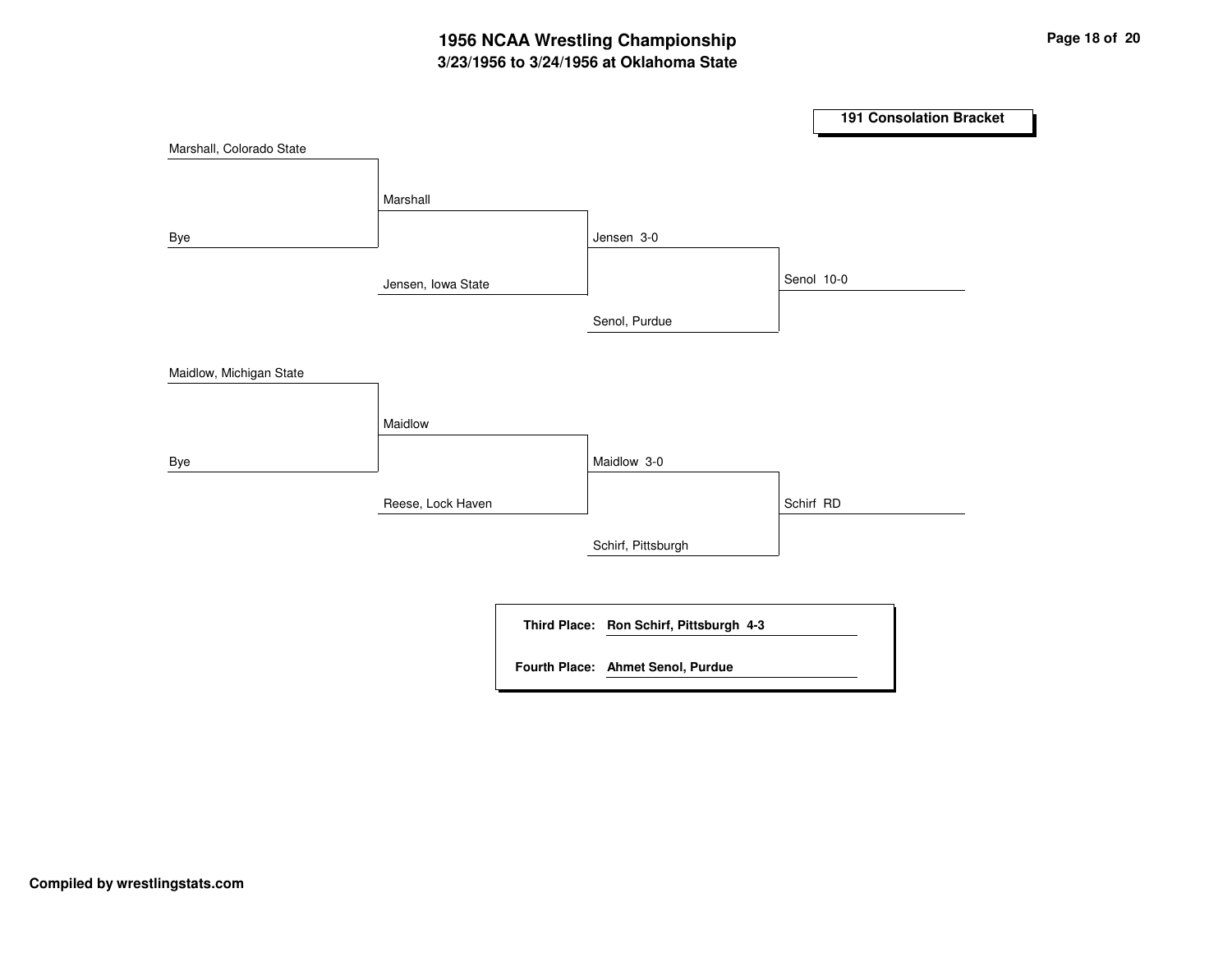# 1956 NCAA Wrestling Championship

## 3/23/1956 to 3/24/1956 at Oklahoma State

### 191 Consolation Bracket

| Round 1 | Round 2 | Round 3 | Round 4 |
| --- | --- | --- | --- |
| Marshall, Colorado State | | | |
| Bye | Marshall | | |
| | Jensen, Iowa State | Jensen 3-0 | |
| | | Senol, Purdue | Senol 10-0 |
| Maidlow, Michigan State | | | |
| Bye | Maidlow | | |
| | Reese, Lock Haven | Maidlow 3-0 | |
| | | Schirf, Pittsburgh | Schirf RD |

**Third Place:** **Ron Schirf, Pittsburgh 4-3**

**Fourth Place:** **Ahmet Senol, Purdue**

**Compiled by wrestlingstats.com**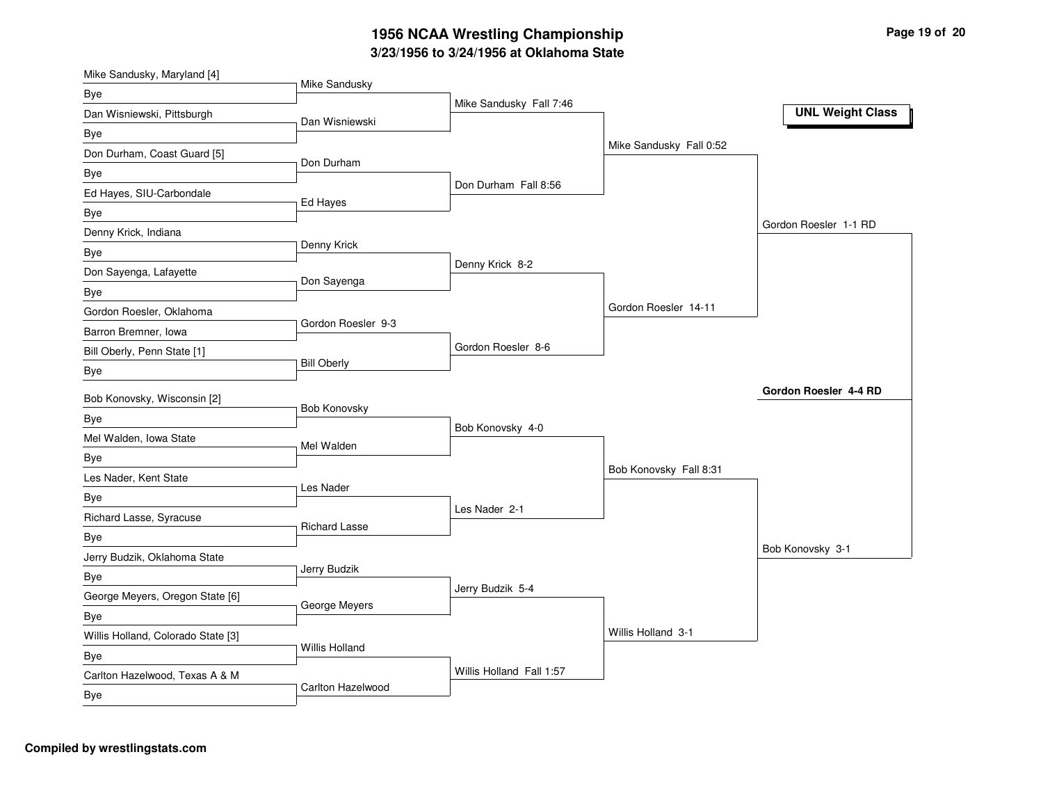# 1956 NCAA Wrestling Championship

## 3/23/1956 to 3/24/1956 at Oklahoma State

**UNL Weight Class**

### First Round

| Wrestler | Opponent | Winner |
|---|---|---|
| Mike Sandusky, Maryland [4] | Bye | Mike Sandusky |
| Dan Wisniewski, Pittsburgh | Bye | Dan Wisniewski |
| Don Durham, Coast Guard [5] | Bye | Don Durham |
| Ed Hayes, SIU-Carbondale | Bye | Ed Hayes |
| Denny Krick, Indiana | Bye | Denny Krick |
| Don Sayenga, Lafayette | Bye | Don Sayenga |
| Gordon Roesler, Oklahoma | Barron Bremner, Iowa | Gordon Roesler 9-3 |
| Bill Oberly, Penn State [1] | Bye | Bill Oberly |
| Bob Konovsky, Wisconsin [2] | Bye | Bob Konovsky |
| Mel Walden, Iowa State | Bye | Mel Walden |
| Les Nader, Kent State | Bye | Les Nader |
| Richard Lasse, Syracuse | Bye | Richard Lasse |
| Jerry Budzik, Oklahoma State | Bye | Jerry Budzik |
| George Meyers, Oregon State [6] | Bye | George Meyers |
| Willis Holland, Colorado State [3] | Bye | Willis Holland |
| Carlton Hazelwood, Texas A & M | Bye | Carlton Hazelwood |

### Second Round

- Mike Sandusky Fall 7:46
- Don Durham Fall 8:56
- Denny Krick 8-2
- Gordon Roesler 8-6
- Bob Konovsky 4-0
- Les Nader 2-1
- Jerry Budzik 5-4
- Willis Holland Fall 1:57

### Quarterfinals

- Mike Sandusky Fall 0:52
- Gordon Roesler 14-11
- Bob Konovsky Fall 8:31
- Willis Holland 3-1

### Semifinals

- Gordon Roesler 1-1 RD
- Bob Konovsky 3-1

### Final

**Gordon Roesler 4-4 RD**

**Compiled by wrestlingstats.com**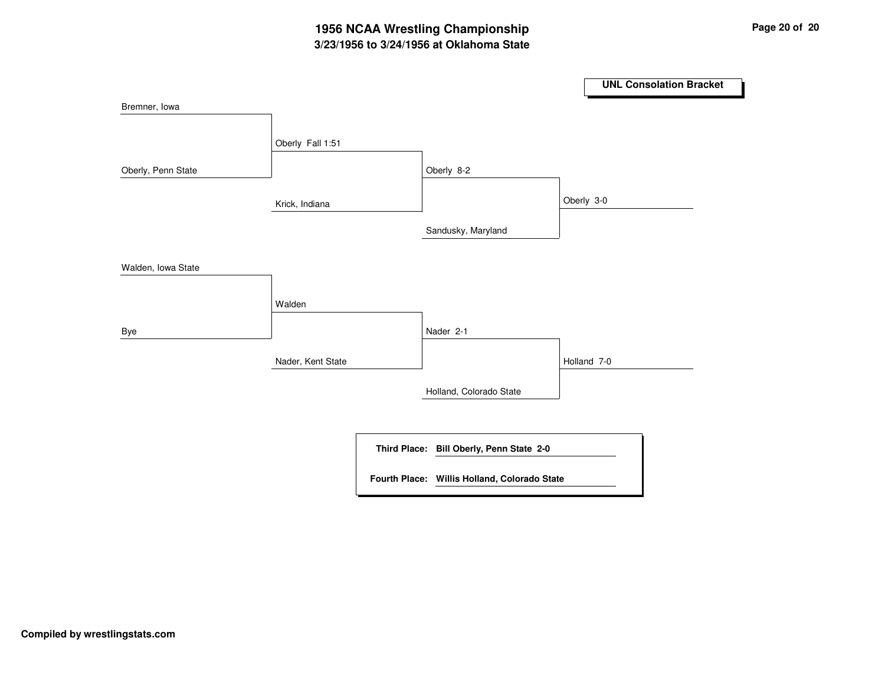# 1956 NCAA Wrestling Championship

## 3/23/1956 to 3/24/1956 at Oklahoma State

**UNL Consolation Bracket**

Bremner, Iowa

Oberly, Penn State

Oberly Fall 1:51

Krick, Indiana

Oberly 8-2

Sandusky, Maryland

Oberly 3-0

Walden, Iowa State

Bye

Walden

Nader, Kent State

Nader 2-1

Holland, Colorado State

Holland 7-0

**Third Place: Bill Oberly, Penn State 2-0**

**Fourth Place: Willis Holland, Colorado State**

**Compiled by wrestlingstats.com**